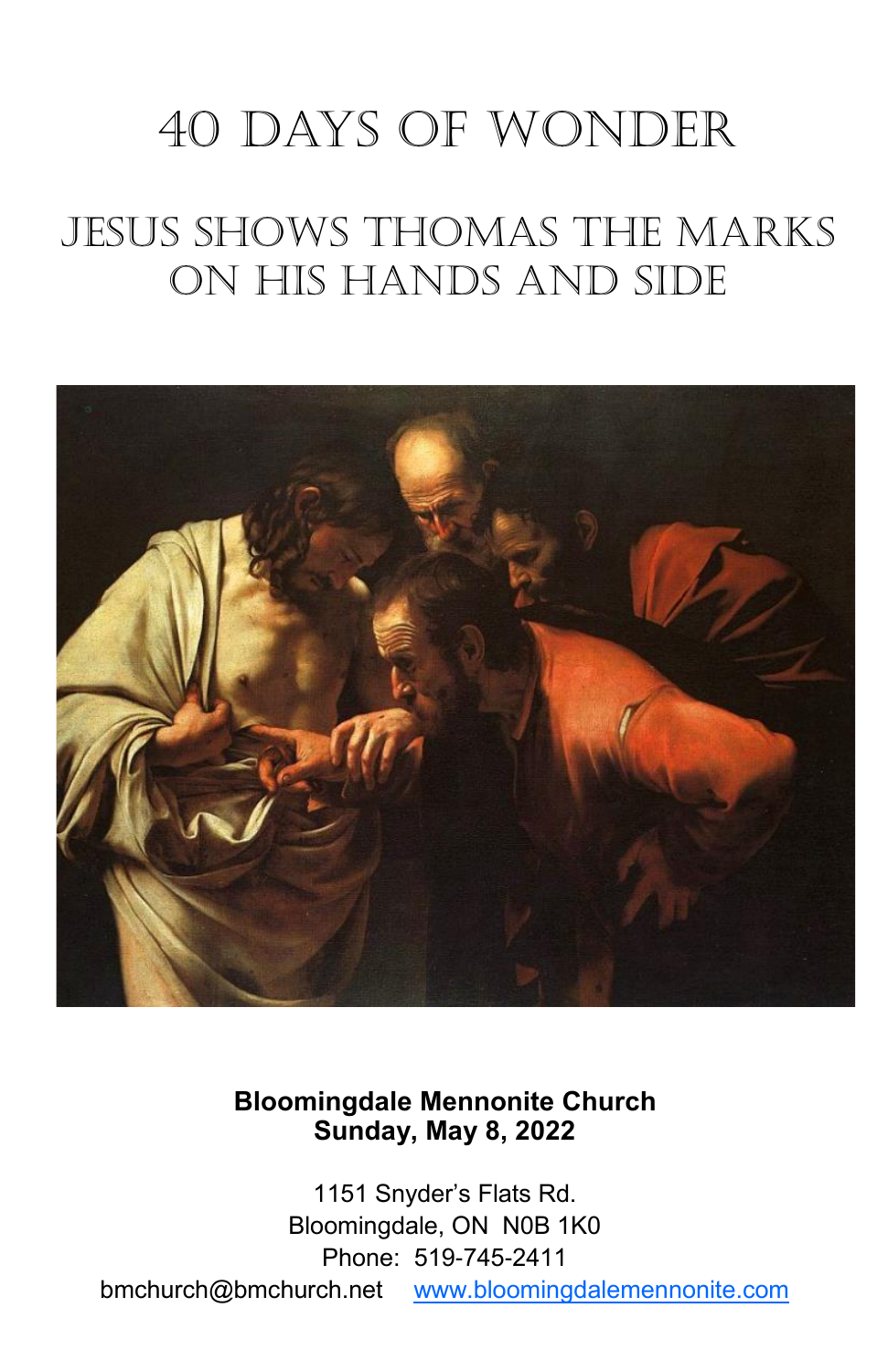# 40 Days of Wonder

## Jesus Shows Thomas the Marks on His Hands and Side

**Bloomingdale Mennonite Church**
**Sunday, May 8, 2022**

1151 Snyder's Flats Rd.
Bloomingdale, ON N0B 1K0
Phone: 519-745-2411
bmchurch@bmchurch.net www.bloomingdalemennonite.com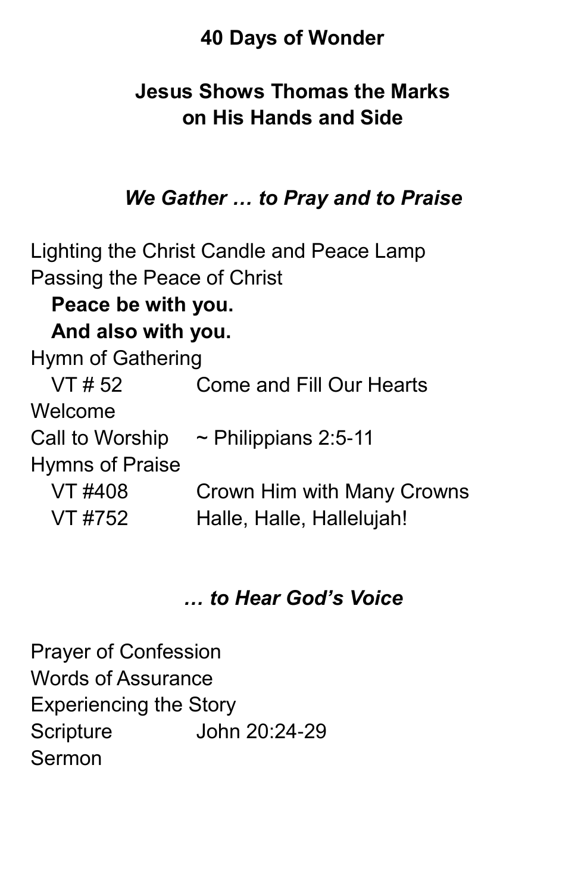**40 Days of Wonder**

**Jesus Shows Thomas the Marks on His Hands and Side**

***We Gather … to Pray and to Praise***

Lighting the Christ Candle and Peace Lamp
Passing the Peace of Christ
**Peace be with you.**
**And also with you.**
Hymn of Gathering
VT # 52 Come and Fill Our Hearts
Welcome
Call to Worship ~ Philippians 2:5-11
Hymns of Praise
VT #408 Crown Him with Many Crowns
VT #752 Halle, Halle, Hallelujah!

***… to Hear God's Voice***

Prayer of Confession
Words of Assurance
Experiencing the Story
Scripture John 20:24-29
Sermon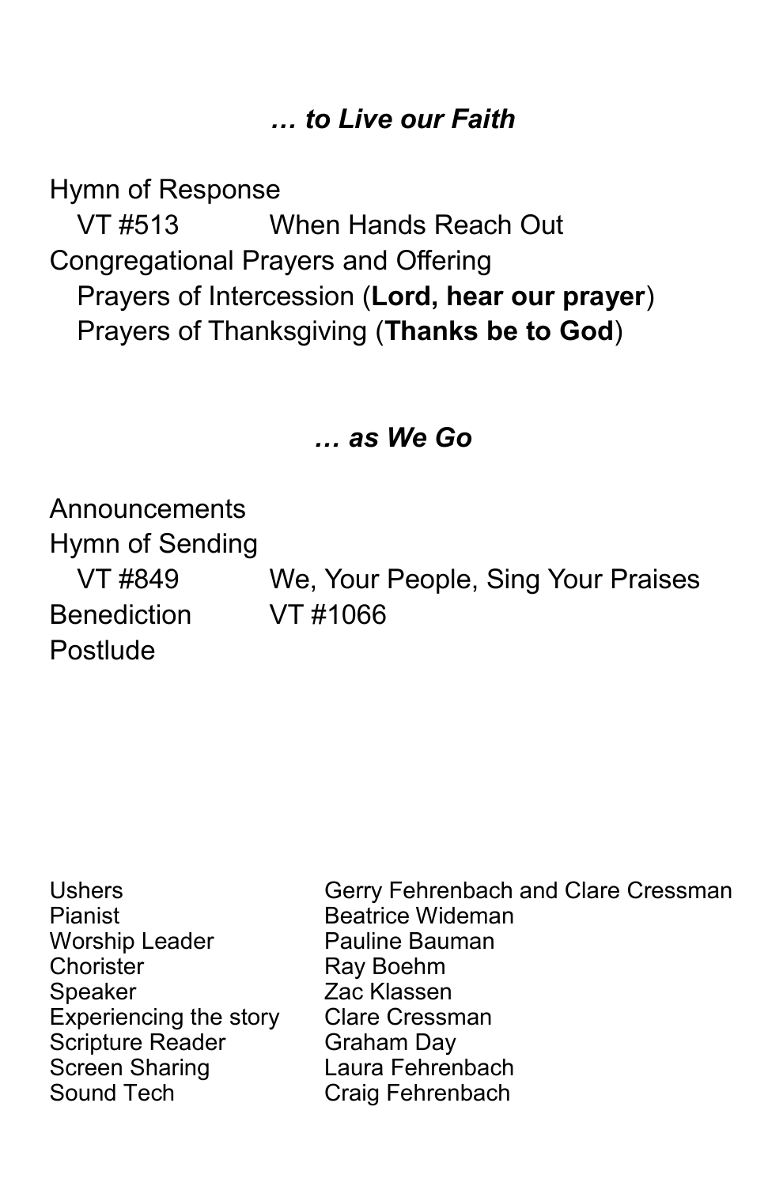### *… to Live our Faith*

Hymn of Response
  VT #513 When Hands Reach Out
Congregational Prayers and Offering
  Prayers of Intercession (**Lord, hear our prayer**)
  Prayers of Thanksgiving (**Thanks be to God**)

### *… as We Go*

Announcements
Hymn of Sending
  VT #849 We, Your People, Sing Your Praises
Benediction VT #1066
Postlude

| | |
|---|---|
| Ushers | Gerry Fehrenbach and Clare Cressman |
| Pianist | Beatrice Wideman |
| Worship Leader | Pauline Bauman |
| Chorister | Ray Boehm |
| Speaker | Zac Klassen |
| Experiencing the story | Clare Cressman |
| Scripture Reader | Graham Day |
| Screen Sharing | Laura Fehrenbach |
| Sound Tech | Craig Fehrenbach |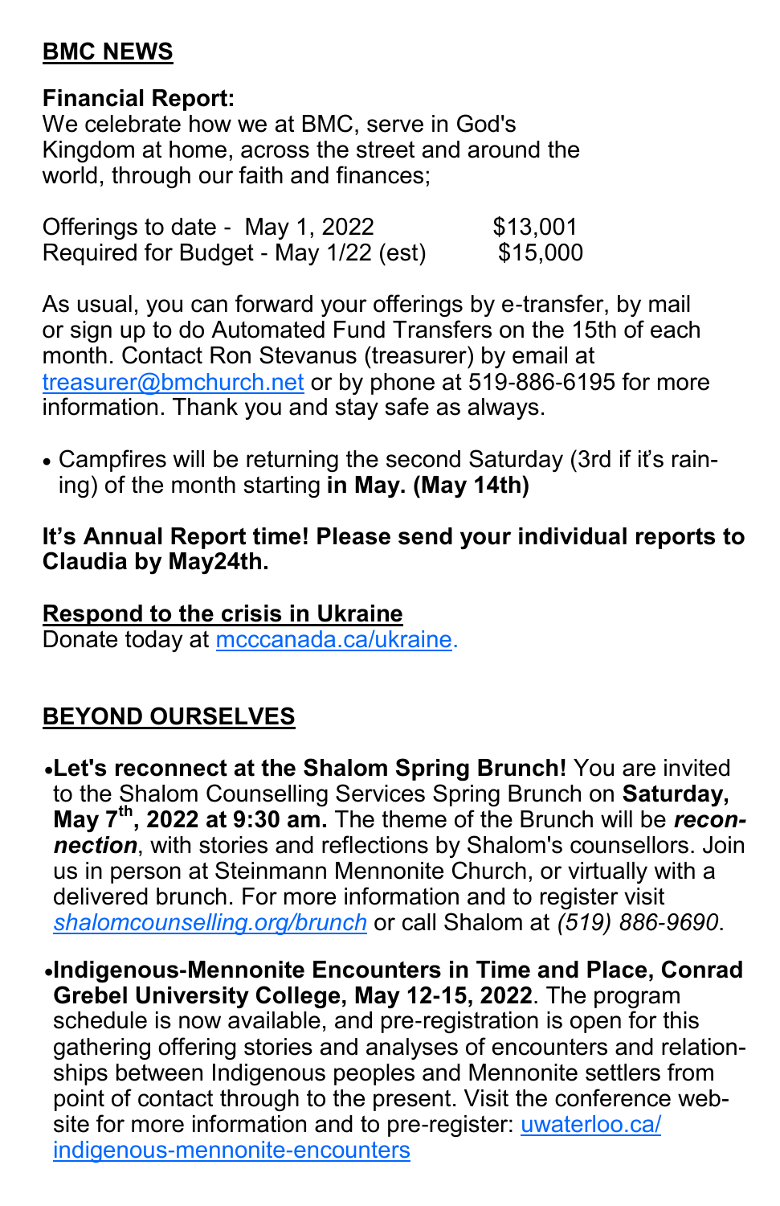## BMC NEWS

**Financial Report:**
We celebrate how we at BMC, serve in God's Kingdom at home, across the street and around the world, through our faith and finances;

| | |
|---|---|
| Offerings to date - May 1, 2022 | $13,001 |
| Required for Budget - May 1/22 (est) | $15,000 |

As usual, you can forward your offerings by e-transfer, by mail or sign up to do Automated Fund Transfers on the 15th of each month. Contact Ron Stevanus (treasurer) by email at treasurer@bmchurch.net or by phone at 519-886-6195 for more information. Thank you and stay safe as always.

- Campfires will be returning the second Saturday (3rd if it's raining) of the month starting **in May. (May 14th)**

**It's Annual Report time! Please send your individual reports to Claudia by May24th.**

**Respond to the crisis in Ukraine**
Donate today at mcccanada.ca/ukraine.

## BEYOND OURSELVES

- **Let's reconnect at the Shalom Spring Brunch!** You are invited to the Shalom Counselling Services Spring Brunch on **Saturday, May 7th, 2022 at 9:30 am.** The theme of the Brunch will be ***reconnection***, with stories and reflections by Shalom's counsellors. Join us in person at Steinmann Mennonite Church, or virtually with a delivered brunch. For more information and to register visit *shalomcounselling.org/brunch* or call Shalom at *(519) 886-9690*.
- **Indigenous-Mennonite Encounters in Time and Place, Conrad Grebel University College, May 12-15, 2022**. The program schedule is now available, and pre-registration is open for this gathering offering stories and analyses of encounters and relationships between Indigenous peoples and Mennonite settlers from point of contact through to the present. Visit the conference website for more information and to pre-register: uwaterloo.ca/indigenous-mennonite-encounters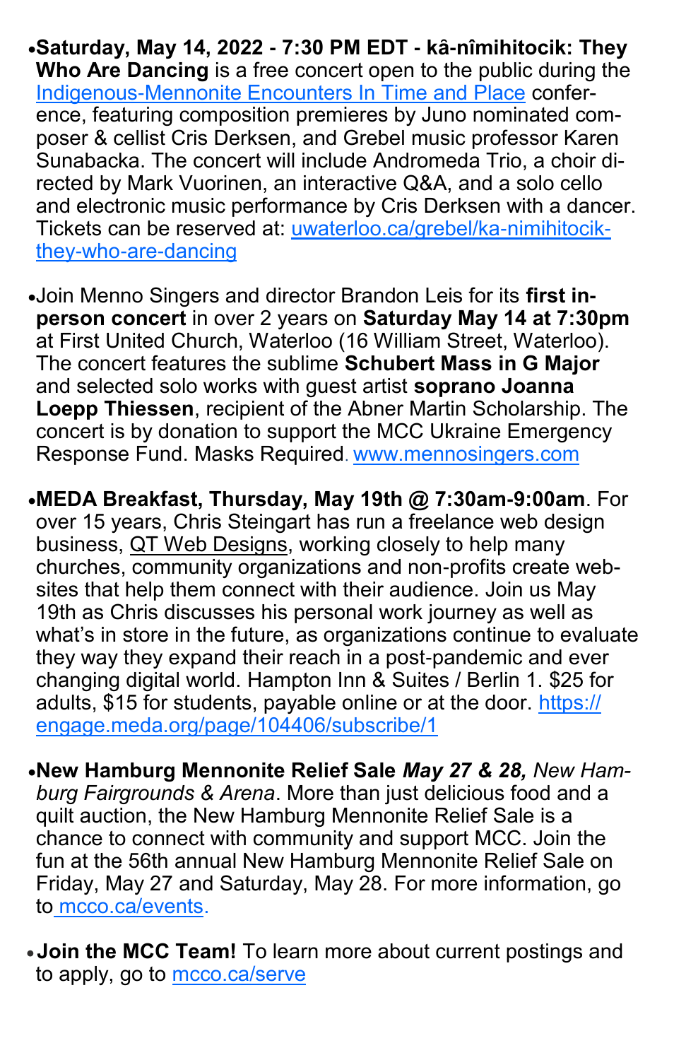- **Saturday, May 14, 2022 - 7:30 PM EDT - kâ-nîmihitocik: They Who Are Dancing** is a free concert open to the public during the Indigenous-Mennonite Encounters In Time and Place conference, featuring composition premieres by Juno nominated composer & cellist Cris Derksen, and Grebel music professor Karen Sunabacka. The concert will include Andromeda Trio, a choir directed by Mark Vuorinen, an interactive Q&A, and a solo cello and electronic music performance by Cris Derksen with a dancer. Tickets can be reserved at: uwaterloo.ca/grebel/ka-nimihitocik-they-who-are-dancing

- Join Menno Singers and director Brandon Leis for its **first in-person concert** in over 2 years on **Saturday May 14 at 7:30pm** at First United Church, Waterloo (16 William Street, Waterloo). The concert features the sublime **Schubert Mass in G Major** and selected solo works with guest artist **soprano Joanna Loepp Thiessen**, recipient of the Abner Martin Scholarship. The concert is by donation to support the MCC Ukraine Emergency Response Fund. Masks Required. www.mennosingers.com

- **MEDA Breakfast, Thursday, May 19th @ 7:30am-9:00am**. For over 15 years, Chris Steingart has run a freelance web design business, QT Web Designs, working closely to help many churches, community organizations and non-profits create websites that help them connect with their audience. Join us May 19th as Chris discusses his personal work journey as well as what's in store in the future, as organizations continue to evaluate they way they expand their reach in a post-pandemic and ever changing digital world. Hampton Inn & Suites / Berlin 1. $25 for adults, $15 for students, payable online or at the door. https://engage.meda.org/page/104406/subscribe/1

- **New Hamburg Mennonite Relief Sale** ***May 27 & 28,*** *New Hamburg Fairgrounds & Arena*. More than just delicious food and a quilt auction, the New Hamburg Mennonite Relief Sale is a chance to connect with community and support MCC. Join the fun at the 56th annual New Hamburg Mennonite Relief Sale on Friday, May 27 and Saturday, May 28. For more information, go to mcco.ca/events.

- **Join the MCC Team!** To learn more about current postings and to apply, go to mcco.ca/serve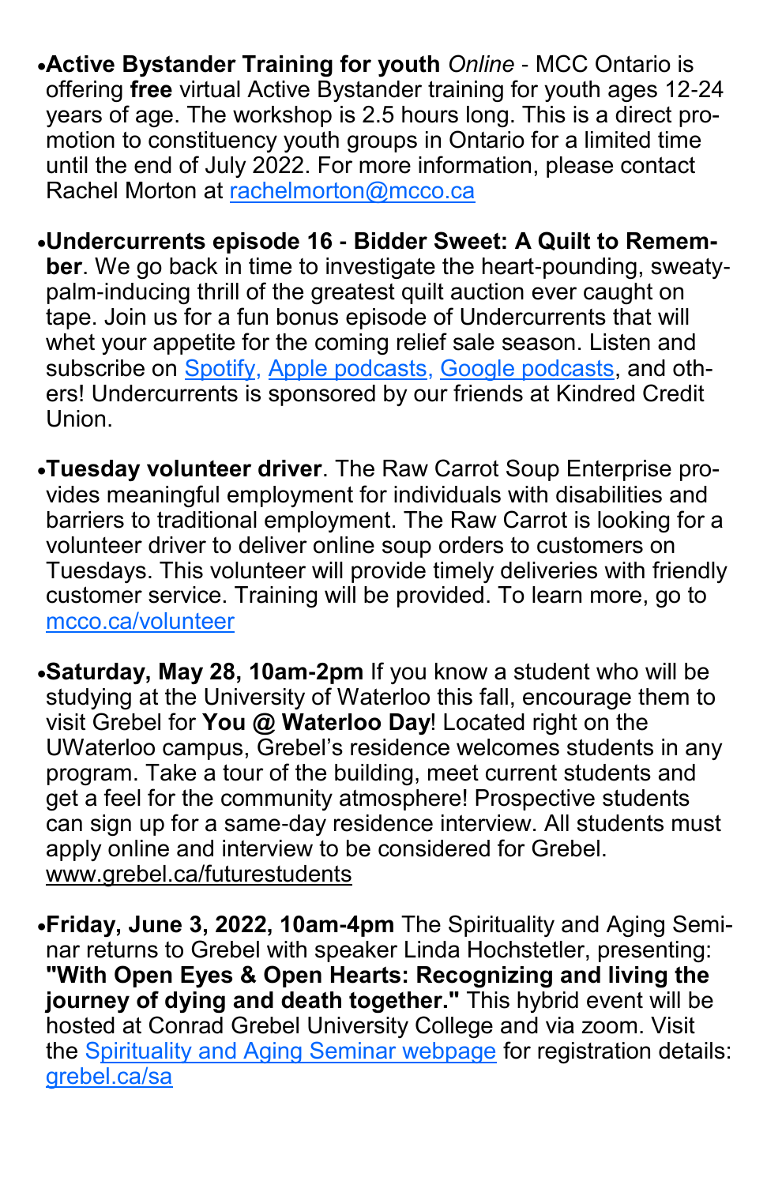- **Active Bystander Training for youth** *Online* - MCC Ontario is offering **free** virtual Active Bystander training for youth ages 12-24 years of age. The workshop is 2.5 hours long. This is a direct promotion to constituency youth groups in Ontario for a limited time until the end of July 2022. For more information, please contact Rachel Morton at rachelmorton@mcco.ca

- **Undercurrents episode 16 - Bidder Sweet: A Quilt to Remember**. We go back in time to investigate the heart-pounding, sweaty-palm-inducing thrill of the greatest quilt auction ever caught on tape. Join us for a fun bonus episode of Undercurrents that will whet your appetite for the coming relief sale season. Listen and subscribe on Spotify, Apple podcasts, Google podcasts, and others! Undercurrents is sponsored by our friends at Kindred Credit Union.

- **Tuesday volunteer driver**. The Raw Carrot Soup Enterprise provides meaningful employment for individuals with disabilities and barriers to traditional employment. The Raw Carrot is looking for a volunteer driver to deliver online soup orders to customers on Tuesdays. This volunteer will provide timely deliveries with friendly customer service. Training will be provided. To learn more, go to mcco.ca/volunteer

- **Saturday, May 28, 10am-2pm** If you know a student who will be studying at the University of Waterloo this fall, encourage them to visit Grebel for **You @ Waterloo Day**! Located right on the UWaterloo campus, Grebel's residence welcomes students in any program. Take a tour of the building, meet current students and get a feel for the community atmosphere! Prospective students can sign up for a same-day residence interview. All students must apply online and interview to be considered for Grebel. www.grebel.ca/futurestudents

- **Friday, June 3, 2022, 10am-4pm** The Spirituality and Aging Seminar returns to Grebel with speaker Linda Hochstetler, presenting: **"With Open Eyes & Open Hearts: Recognizing and living the journey of dying and death together."** This hybrid event will be hosted at Conrad Grebel University College and via zoom. Visit the Spirituality and Aging Seminar webpage for registration details: grebel.ca/sa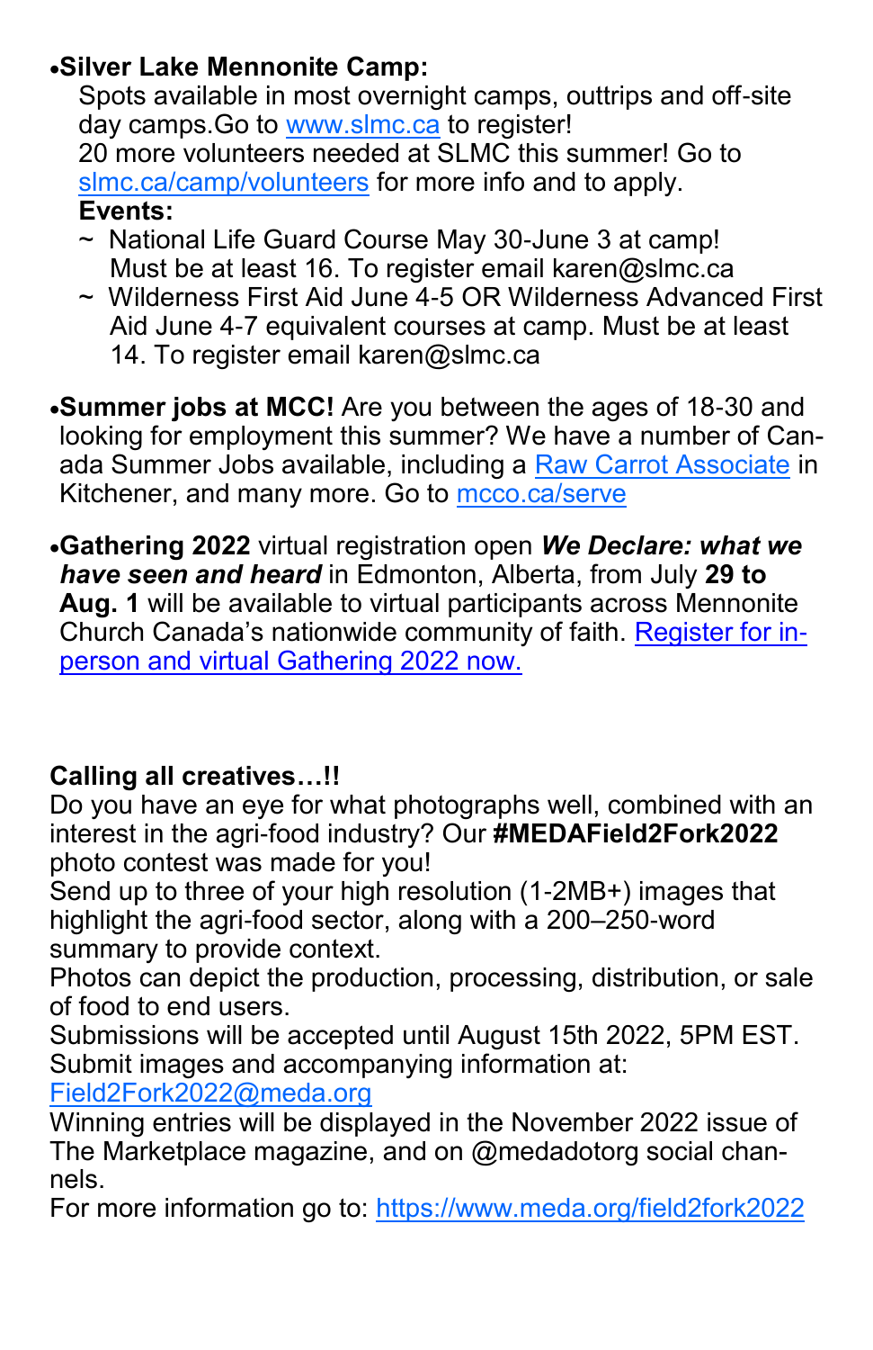- **Silver Lake Mennonite Camp:**

  Spots available in most overnight camps, outtrips and off-site day camps.Go to www.slmc.ca to register!

  20 more volunteers needed at SLMC this summer! Go to slmc.ca/camp/volunteers for more info and to apply.

  **Events:**

  ~ National Life Guard Course May 30-June 3 at camp! Must be at least 16. To register email karen@slmc.ca

  ~ Wilderness First Aid June 4-5 OR Wilderness Advanced First Aid June 4-7 equivalent courses at camp. Must be at least 14. To register email karen@slmc.ca

- **Summer jobs at MCC!** Are you between the ages of 18-30 and looking for employment this summer? We have a number of Canada Summer Jobs available, including a Raw Carrot Associate in Kitchener, and many more. Go to mcco.ca/serve

- **Gathering 2022** virtual registration open ***We Declare: what we have seen and heard*** in Edmonton, Alberta, from July **29 to Aug. 1** will be available to virtual participants across Mennonite Church Canada's nationwide community of faith. Register for in-person and virtual Gathering 2022 now.

**Calling all creatives…!!**

Do you have an eye for what photographs well, combined with an interest in the agri-food industry? Our **#MEDAField2Fork2022** photo contest was made for you!

Send up to three of your high resolution (1-2MB+) images that highlight the agri-food sector, along with a 200–250-word summary to provide context.

Photos can depict the production, processing, distribution, or sale of food to end users.

Submissions will be accepted until August 15th 2022, 5PM EST.

Submit images and accompanying information at: Field2Fork2022@meda.org

Winning entries will be displayed in the November 2022 issue of The Marketplace magazine, and on @medadotorg social channels.

For more information go to: https://www.meda.org/field2fork2022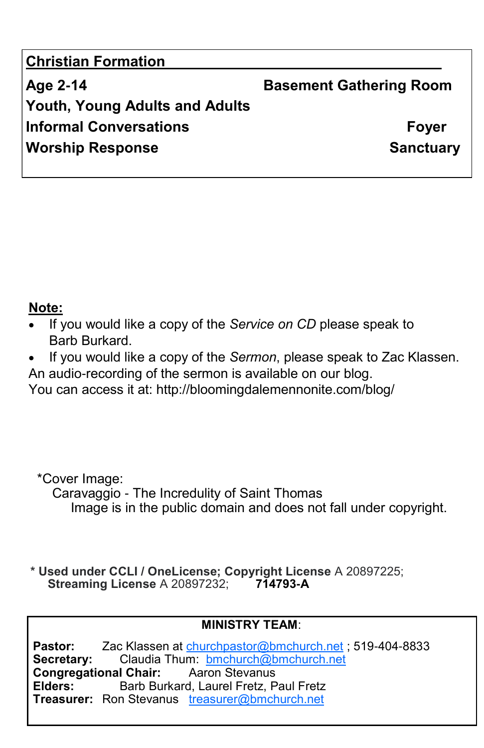**Christian Formation**

| | |
|---|---|
| **Age 2-14** | **Basement Gathering Room** |
| **Youth, Young Adults and Adults** | |
| **Informal Conversations** | **Foyer** |
| **Worship Response** | **Sanctuary** |

**Note:**

- If you would like a copy of the *Service on CD* please speak to Barb Burkard.
- If you would like a copy of the *Sermon*, please speak to Zac Klassen.

An audio-recording of the sermon is available on our blog.
You can access it at: http://bloomingdalemennonite.com/blog/

*Cover Image:
Caravaggio - The Incredulity of Saint Thomas
Image is in the public domain and does not fall under copyright.

* **Used under CCLI / OneLicense; Copyright License** A 20897225;
**Streaming License** A 20897232; **714793-A**

**MINISTRY TEAM**:

**Pastor:** Zac Klassen at churchpastor@bmchurch.net ; 519-404-8833
**Secretary:** Claudia Thum: bmchurch@bmchurch.net
**Congregational Chair:** Aaron Stevanus
**Elders:** Barb Burkard, Laurel Fretz, Paul Fretz
**Treasurer:** Ron Stevanus treasurer@bmchurch.net